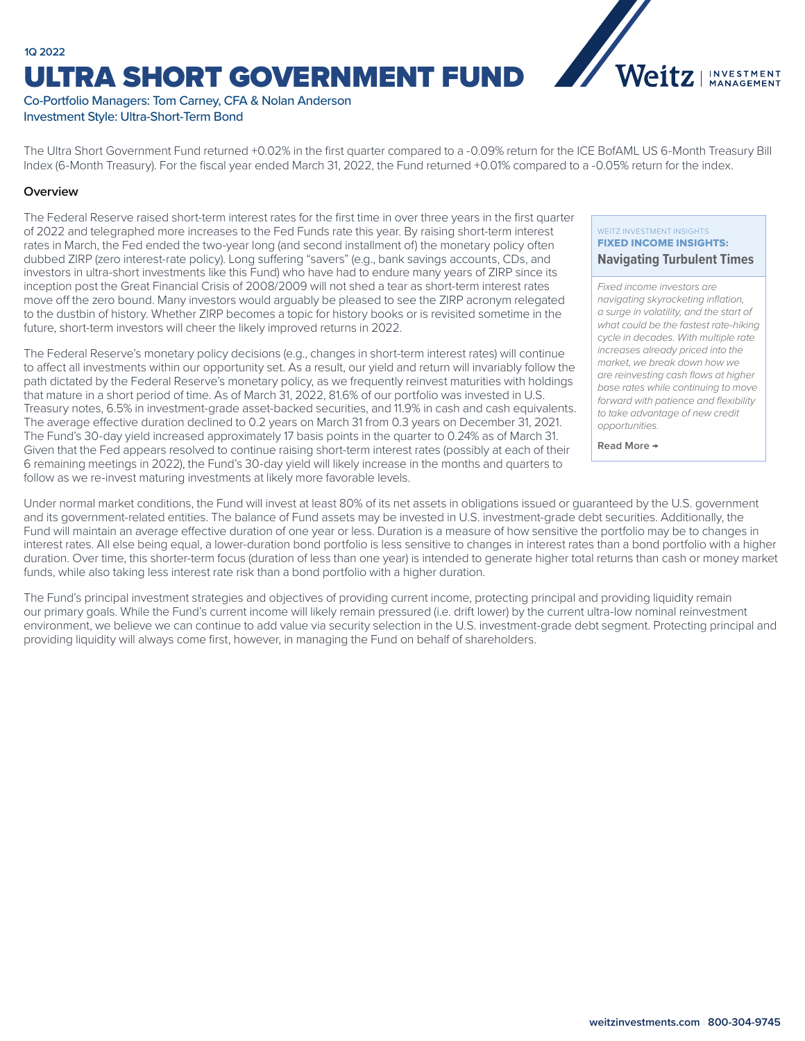1Q 2022

# ULTRA SHORT GOVERNMENT FUND

Co-Portfolio Managers: Tom Carney, CFA & Nolan Anderson
Investment Style: Ultra-Short-Term Bond

The Ultra Short Government Fund returned +0.02% in the first quarter compared to a -0.09% return for the ICE BofAML US 6-Month Treasury Bill Index (6-Month Treasury). For the fiscal year ended March 31, 2022, the Fund returned +0.01% compared to a -0.05% return for the index.

## Overview

The Federal Reserve raised short-term interest rates for the first time in over three years in the first quarter of 2022 and telegraphed more increases to the Fed Funds rate this year. By raising short-term interest rates in March, the Fed ended the two-year long (and second installment of) the monetary policy often dubbed ZIRP (zero interest-rate policy). Long suffering "savers" (e.g., bank savings accounts, CDs, and investors in ultra-short investments like this Fund) who have had to endure many years of ZIRP since its inception post the Great Financial Crisis of 2008/2009 will not shed a tear as short-term interest rates move off the zero bound. Many investors would arguably be pleased to see the ZIRP acronym relegated to the dustbin of history. Whether ZIRP becomes a topic for history books or is revisited sometime in the future, short-term investors will cheer the likely improved returns in 2022.

The Federal Reserve's monetary policy decisions (e.g., changes in short-term interest rates) will continue to affect all investments within our opportunity set. As a result, our yield and return will invariably follow the path dictated by the Federal Reserve's monetary policy, as we frequently reinvest maturities with holdings that mature in a short period of time. As of March 31, 2022, 81.6% of our portfolio was invested in U.S. Treasury notes, 6.5% in investment-grade asset-backed securities, and 11.9% in cash and cash equivalents. The average effective duration declined to 0.2 years on March 31 from 0.3 years on December 31, 2021. The Fund's 30-day yield increased approximately 17 basis points in the quarter to 0.24% as of March 31. Given that the Fed appears resolved to continue raising short-term interest rates (possibly at each of their 6 remaining meetings in 2022), the Fund's 30-day yield will likely increase in the months and quarters to follow as we re-invest maturing investments at likely more favorable levels.

> WEITZ INVESTMENT INSIGHTS
> **FIXED INCOME INSIGHTS:**
> **Navigating Turbulent Times**
>
> *Fixed income investors are navigating skyrocketing inflation, a surge in volatility, and the start of what could be the fastest rate-hiking cycle in decades. With multiple rate increases already priced into the market, we break down how we are reinvesting cash flows at higher base rates while continuing to move forward with patience and flexibility to take advantage of new credit opportunities.*
>
> **Read More →**

Under normal market conditions, the Fund will invest at least 80% of its net assets in obligations issued or guaranteed by the U.S. government and its government-related entities. The balance of Fund assets may be invested in U.S. investment-grade debt securities. Additionally, the Fund will maintain an average effective duration of one year or less. Duration is a measure of how sensitive the portfolio may be to changes in interest rates. All else being equal, a lower-duration bond portfolio is less sensitive to changes in interest rates than a bond portfolio with a higher duration. Over time, this shorter-term focus (duration of less than one year) is intended to generate higher total returns than cash or money market funds, while also taking less interest rate risk than a bond portfolio with a higher duration.

The Fund's principal investment strategies and objectives of providing current income, protecting principal and providing liquidity remain our primary goals. While the Fund's current income will likely remain pressured (i.e. drift lower) by the current ultra-low nominal reinvestment environment, we believe we can continue to add value via security selection in the U.S. investment-grade debt segment. Protecting principal and providing liquidity will always come first, however, in managing the Fund on behalf of shareholders.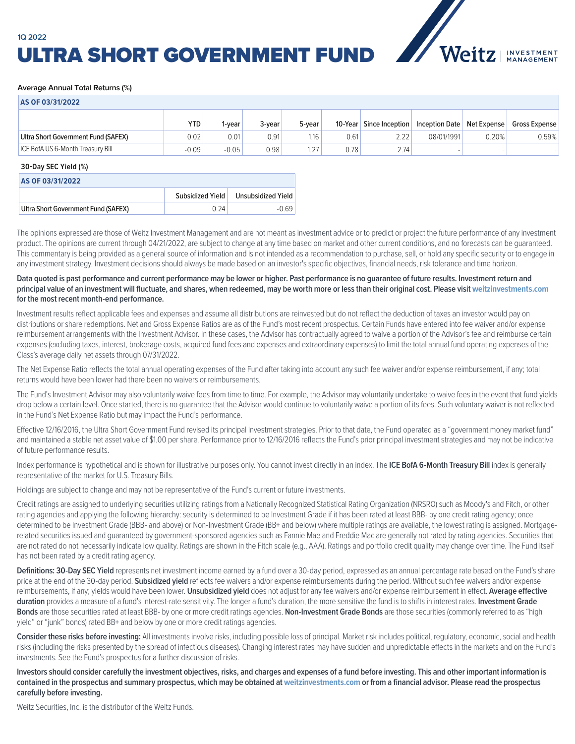1Q 2022

# ULTRA SHORT GOVERNMENT FUND

**Average Annual Total Returns (%)**

| AS OF 03/31/2022 | YTD | 1-year | 3-year | 5-year | 10-Year | Since Inception | Inception Date | Net Expense | Gross Expense |
|---|---|---|---|---|---|---|---|---|---|
| Ultra Short Government Fund (SAFEX) | 0.02 | 0.01 | 0.91 | 1.16 | 0.61 | 2.22 | 08/01/1991 | 0.20% | 0.59% |
| ICE BofA US 6-Month Treasury Bill | -0.09 | -0.05 | 0.98 | 1.27 | 0.78 | 2.74 | - | - | - |

**30-Day SEC Yield (%)**

| AS OF 03/31/2022 | Subsidized Yield | Unsubsidized Yield |
|---|---|---|
| Ultra Short Government Fund (SAFEX) | 0.24 | -0.69 |

The opinions expressed are those of Weitz Investment Management and are not meant as investment advice or to predict or project the future performance of any investment product. The opinions are current through 04/21/2022, are subject to change at any time based on market and other current conditions, and no forecasts can be guaranteed. This commentary is being provided as a general source of information and is not intended as a recommendation to purchase, sell, or hold any specific security or to engage in any investment strategy. Investment decisions should always be made based on an investor's specific objectives, financial needs, risk tolerance and time horizon.

**Data quoted is past performance and current performance may be lower or higher. Past performance is no guarantee of future results. Investment return and principal value of an investment will fluctuate, and shares, when redeemed, may be worth more or less than their original cost. Please visit weitzinvestments.com for the most recent month-end performance.**

Investment results reflect applicable fees and expenses and assume all distributions are reinvested but do not reflect the deduction of taxes an investor would pay on distributions or share redemptions. Net and Gross Expense Ratios are as of the Fund's most recent prospectus. Certain Funds have entered into fee waiver and/or expense reimbursement arrangements with the Investment Advisor. In these cases, the Advisor has contractually agreed to waive a portion of the Advisor's fee and reimburse certain expenses (excluding taxes, interest, brokerage costs, acquired fund fees and expenses and extraordinary expenses) to limit the total annual fund operating expenses of the Class's average daily net assets through 07/31/2022.

The Net Expense Ratio reflects the total annual operating expenses of the Fund after taking into account any such fee waiver and/or expense reimbursement, if any; total returns would have been lower had there been no waivers or reimbursements.

The Fund's Investment Advisor may also voluntarily waive fees from time to time. For example, the Advisor may voluntarily undertake to waive fees in the event that fund yields drop below a certain level. Once started, there is no guarantee that the Advisor would continue to voluntarily waive a portion of its fees. Such voluntary waiver is not reflected in the Fund's Net Expense Ratio but may impact the Fund's performance.

Effective 12/16/2016, the Ultra Short Government Fund revised its principal investment strategies. Prior to that date, the Fund operated as a "government money market fund" and maintained a stable net asset value of $1.00 per share. Performance prior to 12/16/2016 reflects the Fund's prior principal investment strategies and may not be indicative of future performance results.

Index performance is hypothetical and is shown for illustrative purposes only. You cannot invest directly in an index. The **ICE BofA 6-Month Treasury Bill** index is generally representative of the market for U.S. Treasury Bills.

Holdings are subject to change and may not be representative of the Fund's current or future investments.

Credit ratings are assigned to underlying securities utilizing ratings from a Nationally Recognized Statistical Rating Organization (NRSRO) such as Moody's and Fitch, or other rating agencies and applying the following hierarchy: security is determined to be Investment Grade if it has been rated at least BBB- by one credit rating agency; once determined to be Investment Grade (BBB- and above) or Non-Investment Grade (BB+ and below) where multiple ratings are available, the lowest rating is assigned. Mortgage-related securities issued and guaranteed by government-sponsored agencies such as Fannie Mae and Freddie Mac are generally not rated by rating agencies. Securities that are not rated do not necessarily indicate low quality. Ratings are shown in the Fitch scale (e.g., AAA). Ratings and portfolio credit quality may change over time. The Fund itself has not been rated by a credit rating agency.

**Definitions: 30-Day SEC Yield** represents net investment income earned by a fund over a 30-day period, expressed as an annual percentage rate based on the Fund's share price at the end of the 30-day period. **Subsidized yield** reflects fee waivers and/or expense reimbursements during the period. Without such fee waivers and/or expense reimbursements, if any; yields would have been lower. **Unsubsidized yield** does not adjust for any fee waivers and/or expense reimbursement in effect. **Average effective duration** provides a measure of a fund's interest-rate sensitivity. The longer a fund's duration, the more sensitive the fund is to shifts in interest rates. **Investment Grade Bonds** are those securities rated at least BBB- by one or more credit ratings agencies. **Non-Investment Grade Bonds** are those securities (commonly referred to as "high yield" or "junk" bonds) rated BB+ and below by one or more credit ratings agencies.

**Consider these risks before investing:** All investments involve risks, including possible loss of principal. Market risk includes political, regulatory, economic, social and health risks (including the risks presented by the spread of infectious diseases). Changing interest rates may have sudden and unpredictable effects in the markets and on the Fund's investments. See the Fund's prospectus for a further discussion of risks.

**Investors should consider carefully the investment objectives, risks, and charges and expenses of a fund before investing. This and other important information is contained in the prospectus and summary prospectus, which may be obtained at weitzinvestments.com or from a financial advisor. Please read the prospectus carefully before investing.**

Weitz Securities, Inc. is the distributor of the Weitz Funds.